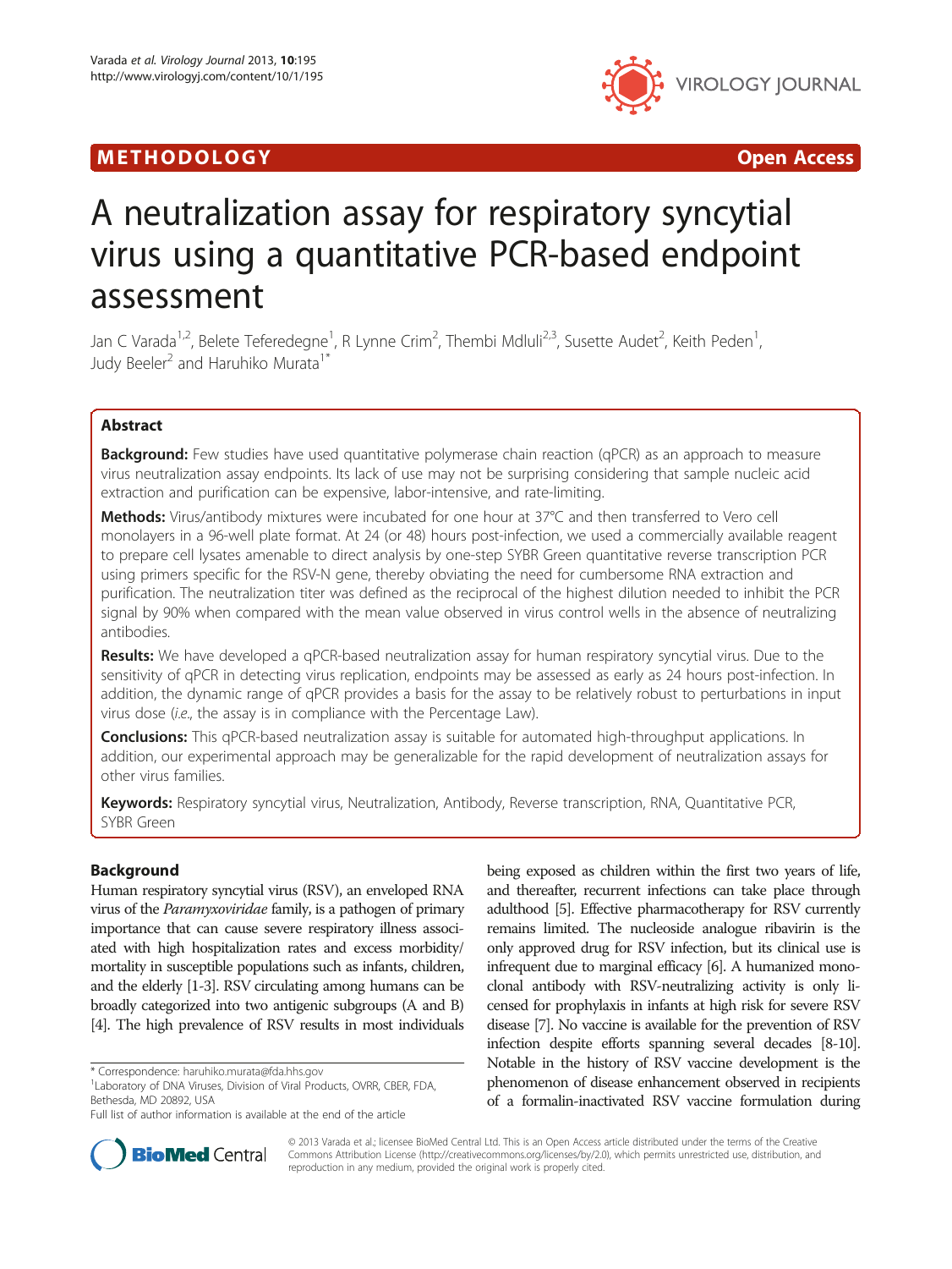METHODOLOGY Open Access

# A neutralization assay for respiratory syncytial virus using a quantitative PCR-based endpoint assessment

Jan C Varada[1,2], Belete Teferedegne[1], R Lynne Crim[2], Thembi Mdluli[2,3], Susette Audet[2], Keith Peden[1], Judy Beeler[2] and Haruhiko Murata[1*]

## Abstract

**Background:** Few studies have used quantitative polymerase chain reaction (qPCR) as an approach to measure virus neutralization assay endpoints. Its lack of use may not be surprising considering that sample nucleic acid extraction and purification can be expensive, labor-intensive, and rate-limiting.

**Methods:** Virus/antibody mixtures were incubated for one hour at 37°C and then transferred to Vero cell monolayers in a 96-well plate format. At 24 (or 48) hours post-infection, we used a commercially available reagent to prepare cell lysates amenable to direct analysis by one-step SYBR Green quantitative reverse transcription PCR using primers specific for the RSV-N gene, thereby obviating the need for cumbersome RNA extraction and purification. The neutralization titer was defined as the reciprocal of the highest dilution needed to inhibit the PCR signal by 90% when compared with the mean value observed in virus control wells in the absence of neutralizing antibodies.

**Results:** We have developed a qPCR-based neutralization assay for human respiratory syncytial virus. Due to the sensitivity of qPCR in detecting virus replication, endpoints may be assessed as early as 24 hours post-infection. In addition, the dynamic range of qPCR provides a basis for the assay to be relatively robust to perturbations in input virus dose (*i.e.*, the assay is in compliance with the Percentage Law).

**Conclusions:** This qPCR-based neutralization assay is suitable for automated high-throughput applications. In addition, our experimental approach may be generalizable for the rapid development of neutralization assays for other virus families.

**Keywords:** Respiratory syncytial virus, Neutralization, Antibody, Reverse transcription, RNA, Quantitative PCR, SYBR Green

## Background

Human respiratory syncytial virus (RSV), an enveloped RNA virus of the *Paramyxoviridae* family, is a pathogen of primary importance that can cause severe respiratory illness associated with high hospitalization rates and excess morbidity/mortality in susceptible populations such as infants, children, and the elderly [1-3]. RSV circulating among humans can be broadly categorized into two antigenic subgroups (A and B) [4]. The high prevalence of RSV results in most individuals being exposed as children within the first two years of life, and thereafter, recurrent infections can take place through adulthood [5]. Effective pharmacotherapy for RSV currently remains limited. The nucleoside analogue ribavirin is the only approved drug for RSV infection, but its clinical use is infrequent due to marginal efficacy [6]. A humanized monoclonal antibody with RSV-neutralizing activity is only licensed for prophylaxis in infants at high risk for severe RSV disease [7]. No vaccine is available for the prevention of RSV infection despite efforts spanning several decades [8-10]. Notable in the history of RSV vaccine development is the phenomenon of disease enhancement observed in recipients of a formalin-inactivated RSV vaccine formulation during

\* Correspondence: haruhiko.murata@fda.hhs.gov
[1]Laboratory of DNA Viruses, Division of Viral Products, OVRR, CBER, FDA, Bethesda, MD 20892, USA
Full list of author information is available at the end of the article

© 2013 Varada et al.; licensee BioMed Central Ltd. This is an Open Access article distributed under the terms of the Creative Commons Attribution License (http://creativecommons.org/licenses/by/2.0), which permits unrestricted use, distribution, and reproduction in any medium, provided the original work is properly cited.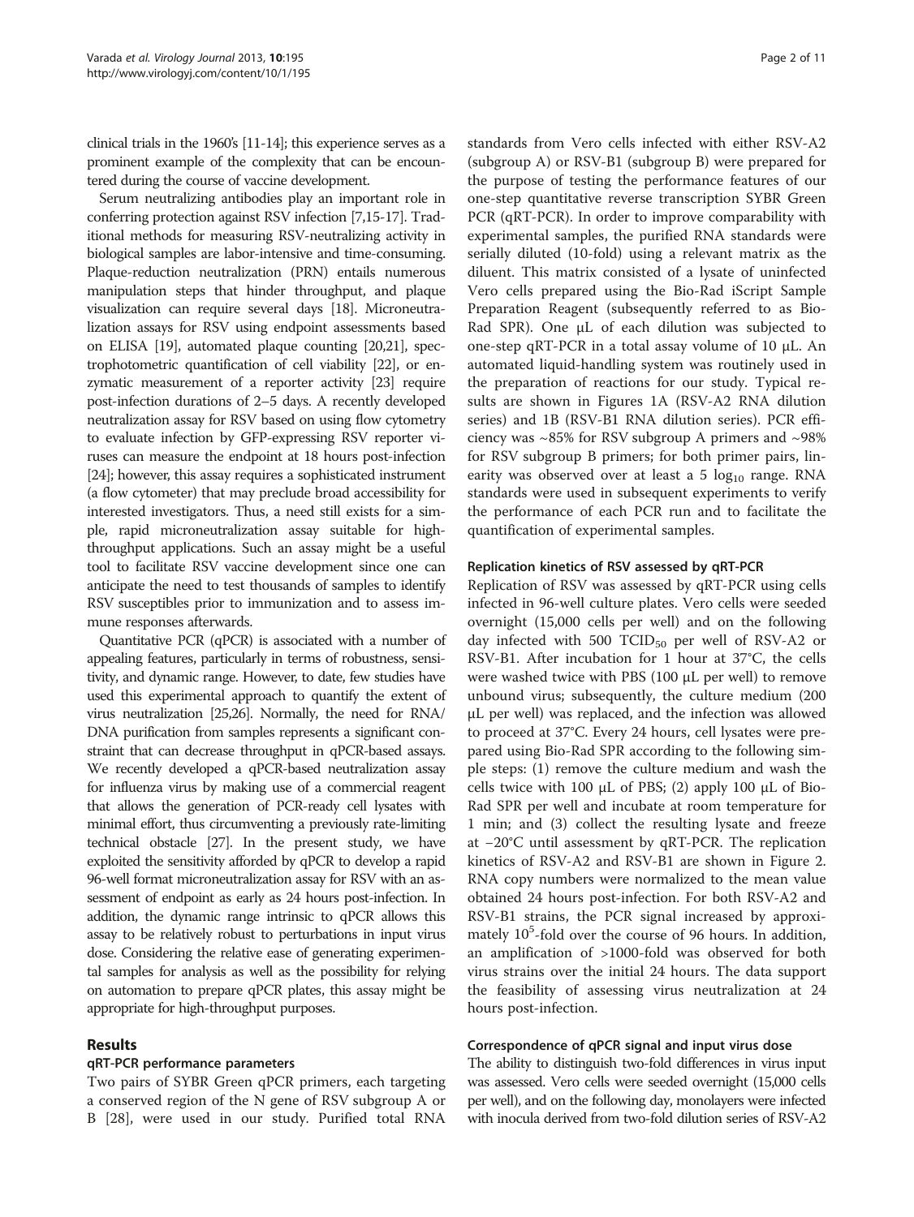clinical trials in the 1960's [11-14]; this experience serves as a prominent example of the complexity that can be encountered during the course of vaccine development.

Serum neutralizing antibodies play an important role in conferring protection against RSV infection [7,15-17]. Traditional methods for measuring RSV-neutralizing activity in biological samples are labor-intensive and time-consuming. Plaque-reduction neutralization (PRN) entails numerous manipulation steps that hinder throughput, and plaque visualization can require several days [18]. Microneutralization assays for RSV using endpoint assessments based on ELISA [19], automated plaque counting [20,21], spectrophotometric quantification of cell viability [22], or enzymatic measurement of a reporter activity [23] require post-infection durations of 2–5 days. A recently developed neutralization assay for RSV based on using flow cytometry to evaluate infection by GFP-expressing RSV reporter viruses can measure the endpoint at 18 hours post-infection [24]; however, this assay requires a sophisticated instrument (a flow cytometer) that may preclude broad accessibility for interested investigators. Thus, a need still exists for a simple, rapid microneutralization assay suitable for high-throughput applications. Such an assay might be a useful tool to facilitate RSV vaccine development since one can anticipate the need to test thousands of samples to identify RSV susceptibles prior to immunization and to assess immune responses afterwards.

Quantitative PCR (qPCR) is associated with a number of appealing features, particularly in terms of robustness, sensitivity, and dynamic range. However, to date, few studies have used this experimental approach to quantify the extent of virus neutralization [25,26]. Normally, the need for RNA/DNA purification from samples represents a significant constraint that can decrease throughput in qPCR-based assays. We recently developed a qPCR-based neutralization assay for influenza virus by making use of a commercial reagent that allows the generation of PCR-ready cell lysates with minimal effort, thus circumventing a previously rate-limiting technical obstacle [27]. In the present study, we have exploited the sensitivity afforded by qPCR to develop a rapid 96-well format microneutralization assay for RSV with an assessment of endpoint as early as 24 hours post-infection. In addition, the dynamic range intrinsic to qPCR allows this assay to be relatively robust to perturbations in input virus dose. Considering the relative ease of generating experimental samples for analysis as well as the possibility for relying on automation to prepare qPCR plates, this assay might be appropriate for high-throughput purposes.

## Results

### qRT-PCR performance parameters

Two pairs of SYBR Green qPCR primers, each targeting a conserved region of the N gene of RSV subgroup A or B [28], were used in our study. Purified total RNA standards from Vero cells infected with either RSV-A2 (subgroup A) or RSV-B1 (subgroup B) were prepared for the purpose of testing the performance features of our one-step quantitative reverse transcription SYBR Green PCR (qRT-PCR). In order to improve comparability with experimental samples, the purified RNA standards were serially diluted (10-fold) using a relevant matrix as the diluent. This matrix consisted of a lysate of uninfected Vero cells prepared using the Bio-Rad iScript Sample Preparation Reagent (subsequently referred to as Bio-Rad SPR). One μL of each dilution was subjected to one-step qRT-PCR in a total assay volume of 10 μL. An automated liquid-handling system was routinely used in the preparation of reactions for our study. Typical results are shown in Figures 1A (RSV-A2 RNA dilution series) and 1B (RSV-B1 RNA dilution series). PCR efficiency was ~85% for RSV subgroup A primers and ~98% for RSV subgroup B primers; for both primer pairs, linearity was observed over at least a 5 $\log_{10}$ range. RNA standards were used in subsequent experiments to verify the performance of each PCR run and to facilitate the quantification of experimental samples.

### Replication kinetics of RSV assessed by qRT-PCR

Replication of RSV was assessed by qRT-PCR using cells infected in 96-well culture plates. Vero cells were seeded overnight (15,000 cells per well) and on the following day infected with 500 $TCID_{50}$ per well of RSV-A2 or RSV-B1. After incubation for 1 hour at 37°C, the cells were washed twice with PBS (100 μL per well) to remove unbound virus; subsequently, the culture medium (200 μL per well) was replaced, and the infection was allowed to proceed at 37°C. Every 24 hours, cell lysates were prepared using Bio-Rad SPR according to the following simple steps: (1) remove the culture medium and wash the cells twice with 100 μL of PBS; (2) apply 100 μL of Bio-Rad SPR per well and incubate at room temperature for 1 min; and (3) collect the resulting lysate and freeze at −20°C until assessment by qRT-PCR. The replication kinetics of RSV-A2 and RSV-B1 are shown in Figure 2. RNA copy numbers were normalized to the mean value obtained 24 hours post-infection. For both RSV-A2 and RSV-B1 strains, the PCR signal increased by approximately $10^5$-fold over the course of 96 hours. In addition, an amplification of >1000-fold was observed for both virus strains over the initial 24 hours. The data support the feasibility of assessing virus neutralization at 24 hours post-infection.

### Correspondence of qPCR signal and input virus dose

The ability to distinguish two-fold differences in virus input was assessed. Vero cells were seeded overnight (15,000 cells per well), and on the following day, monolayers were infected with inocula derived from two-fold dilution series of RSV-A2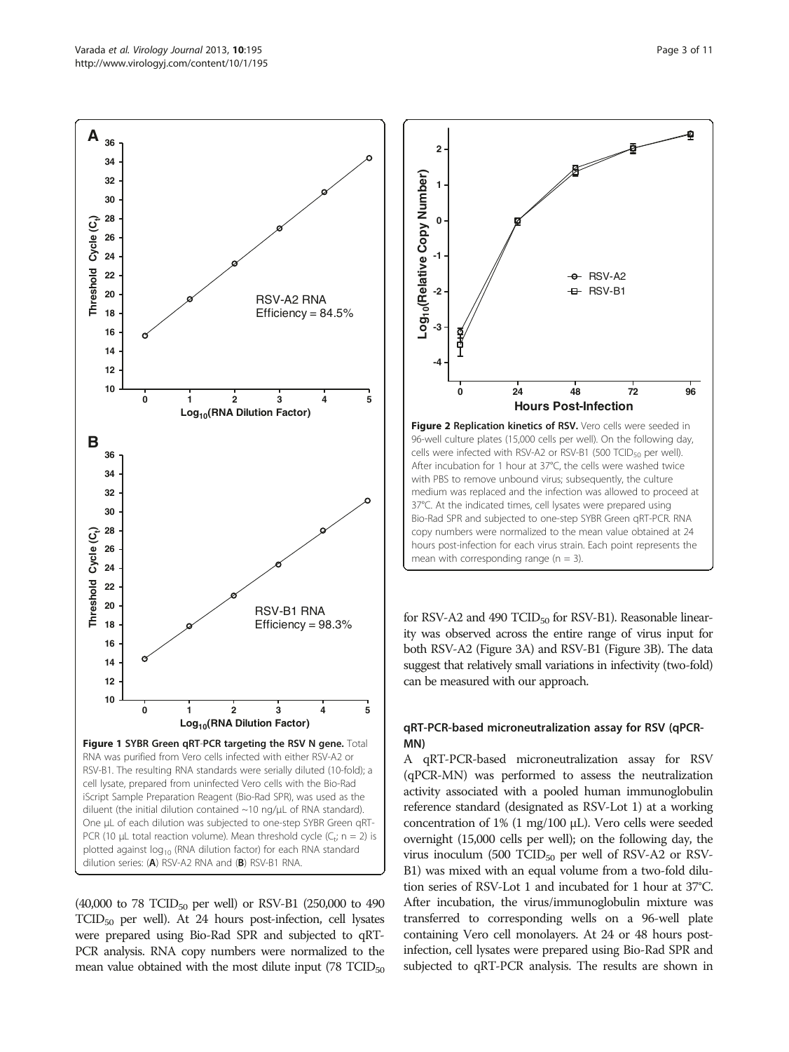**Figure 1 SYBR Green qRT-PCR targeting the RSV N gene.** Total RNA was purified from Vero cells infected with either RSV-A2 or RSV-B1. The resulting RNA standards were serially diluted (10-fold); a cell lysate, prepared from uninfected Vero cells with the Bio-Rad iScript Sample Preparation Reagent (Bio-Rad SPR), was used as the diluent (the initial dilution contained ~10 ng/μL of RNA standard). One μL of each dilution was subjected to one-step SYBR Green qRT-PCR (10 μL total reaction volume). Mean threshold cycle ($C_t$; n = 2) is plotted against $log_{10}$ (RNA dilution factor) for each RNA standard dilution series: (**A**) RSV-A2 RNA and (**B**) RSV-B1 RNA.

(40,000 to 78 $TCID_{50}$ per well) or RSV-B1 (250,000 to 490 $TCID_{50}$ per well). At 24 hours post-infection, cell lysates were prepared using Bio-Rad SPR and subjected to qRT-PCR analysis. RNA copy numbers were normalized to the mean value obtained with the most dilute input (78 $TCID_{50}$ for RSV-A2 and 490 $TCID_{50}$ for RSV-B1). Reasonable linearity was observed across the entire range of virus input for both RSV-A2 (Figure 3A) and RSV-B1 (Figure 3B). The data suggest that relatively small variations in infectivity (two-fold) can be measured with our approach.

**Figure 2 Replication kinetics of RSV.** Vero cells were seeded in 96-well culture plates (15,000 cells per well). On the following day, cells were infected with RSV-A2 or RSV-B1 (500 $TCID_{50}$ per well). After incubation for 1 hour at 37°C, the cells were washed twice with PBS to remove unbound virus; subsequently, the culture medium was replaced and the infection was allowed to proceed at 37°C. At the indicated times, cell lysates were prepared using Bio-Rad SPR and subjected to one-step SYBR Green qRT-PCR. RNA copy numbers were normalized to the mean value obtained at 24 hours post-infection for each virus strain. Each point represents the mean with corresponding range (n = 3).

### qRT-PCR-based microneutralization assay for RSV (qPCR-MN)

A qRT-PCR-based microneutralization assay for RSV (qPCR-MN) was performed to assess the neutralization activity associated with a pooled human immunoglobulin reference standard (designated as RSV-Lot 1) at a working concentration of 1% (1 mg/100 μL). Vero cells were seeded overnight (15,000 cells per well); on the following day, the virus inoculum (500 $TCID_{50}$ per well of RSV-A2 or RSV-B1) was mixed with an equal volume from a two-fold dilution series of RSV-Lot 1 and incubated for 1 hour at 37°C. After incubation, the virus/immunoglobulin mixture was transferred to corresponding wells on a 96-well plate containing Vero cell monolayers. At 24 or 48 hours post-infection, cell lysates were prepared using Bio-Rad SPR and subjected to qRT-PCR analysis. The results are shown in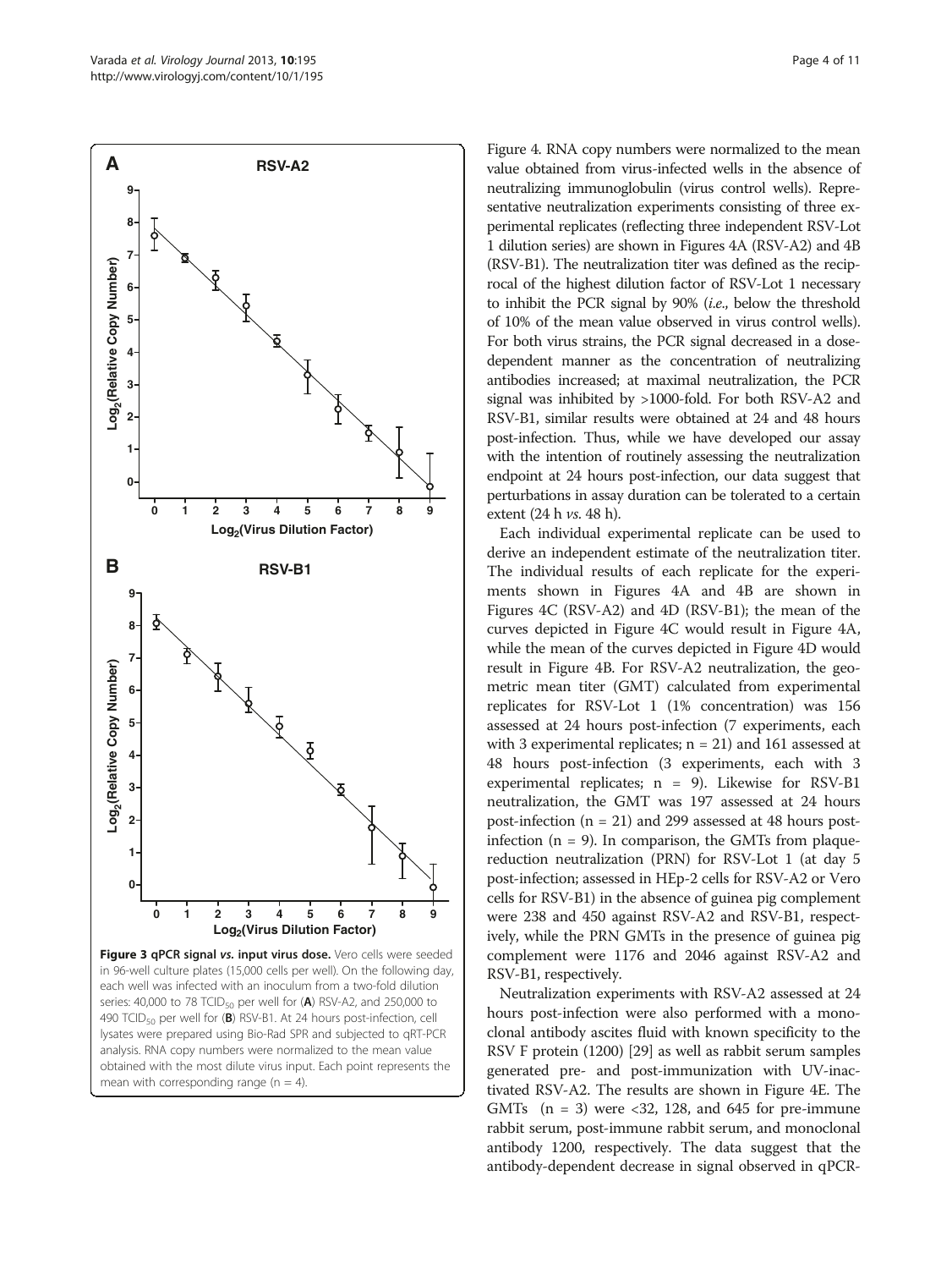Figure 3 qPCR signal vs. input virus dose. Vero cells were seeded in 96-well culture plates (15,000 cells per well). On the following day, each well was infected with an inoculum from a two-fold dilution series: 40,000 to 78 $TCID_{50}$ per well for (A) RSV-A2, and 250,000 to 490 $TCID_{50}$ per well for (B) RSV-B1. At 24 hours post-infection, cell lysates were prepared using Bio-Rad SPR and subjected to qRT-PCR analysis. RNA copy numbers were normalized to the mean value obtained with the most dilute virus input. Each point represents the mean with corresponding range (n = 4).

Figure 4. RNA copy numbers were normalized to the mean value obtained from virus-infected wells in the absence of neutralizing immunoglobulin (virus control wells). Representative neutralization experiments consisting of three experimental replicates (reflecting three independent RSV-Lot 1 dilution series) are shown in Figures 4A (RSV-A2) and 4B (RSV-B1). The neutralization titer was defined as the reciprocal of the highest dilution factor of RSV-Lot 1 necessary to inhibit the PCR signal by 90% (*i.e.*, below the threshold of 10% of the mean value observed in virus control wells). For both virus strains, the PCR signal decreased in a dose-dependent manner as the concentration of neutralizing antibodies increased; at maximal neutralization, the PCR signal was inhibited by >1000-fold. For both RSV-A2 and RSV-B1, similar results were obtained at 24 and 48 hours post-infection. Thus, while we have developed our assay with the intention of routinely assessing the neutralization endpoint at 24 hours post-infection, our data suggest that perturbations in assay duration can be tolerated to a certain extent (24 h *vs.* 48 h).

Each individual experimental replicate can be used to derive an independent estimate of the neutralization titer. The individual results of each replicate for the experiments shown in Figures 4A and 4B are shown in Figures 4C (RSV-A2) and 4D (RSV-B1); the mean of the curves depicted in Figure 4C would result in Figure 4A, while the mean of the curves depicted in Figure 4D would result in Figure 4B. For RSV-A2 neutralization, the geometric mean titer (GMT) calculated from experimental replicates for RSV-Lot 1 (1% concentration) was 156 assessed at 24 hours post-infection (7 experiments, each with 3 experimental replicates; n = 21) and 161 assessed at 48 hours post-infection (3 experiments, each with 3 experimental replicates; n = 9). Likewise for RSV-B1 neutralization, the GMT was 197 assessed at 24 hours post-infection (n = 21) and 299 assessed at 48 hours post-infection (n = 9). In comparison, the GMTs from plaque-reduction neutralization (PRN) for RSV-Lot 1 (at day 5 post-infection; assessed in HEp-2 cells for RSV-A2 or Vero cells for RSV-B1) in the absence of guinea pig complement were 238 and 450 against RSV-A2 and RSV-B1, respectively, while the PRN GMTs in the presence of guinea pig complement were 1176 and 2046 against RSV-A2 and RSV-B1, respectively.

Neutralization experiments with RSV-A2 assessed at 24 hours post-infection were also performed with a monoclonal antibody ascites fluid with known specificity to the RSV F protein (1200) [29] as well as rabbit serum samples generated pre- and post-immunization with UV-inactivated RSV-A2. The results are shown in Figure 4E. The GMTs (n = 3) were <32, 128, and 645 for pre-immune rabbit serum, post-immune rabbit serum, and monoclonal antibody 1200, respectively. The data suggest that the antibody-dependent decrease in signal observed in qPCR-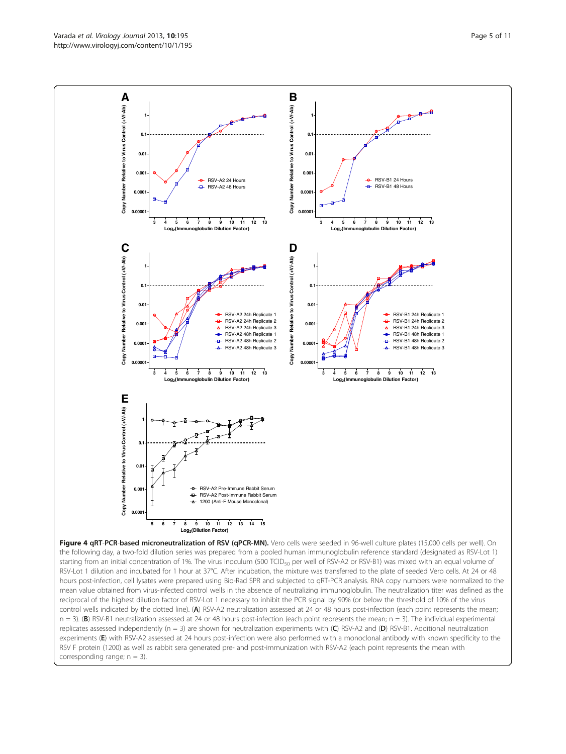**Figure 4 qRT-PCR-based microneutralization of RSV (qPCR-MN).** Vero cells were seeded in 96-well culture plates (15,000 cells per well). On the following day, a two-fold dilution series was prepared from a pooled human immunoglobulin reference standard (designated as RSV-Lot 1) starting from an initial concentration of 1%. The virus inoculum (500 $TCID_{50}$ per well of RSV-A2 or RSV-B1) was mixed with an equal volume of RSV-Lot 1 dilution and incubated for 1 hour at 37°C. After incubation, the mixture was transferred to the plate of seeded Vero cells. At 24 or 48 hours post-infection, cell lysates were prepared using Bio-Rad SPR and subjected to qRT-PCR analysis. RNA copy numbers were normalized to the mean value obtained from virus-infected control wells in the absence of neutralizing immunoglobulin. The neutralization titer was defined as the reciprocal of the highest dilution factor of RSV-Lot 1 necessary to inhibit the PCR signal by 90% (or below the threshold of 10% of the virus control wells indicated by the dotted line). (**A**) RSV-A2 neutralization assessed at 24 or 48 hours post-infection (each point represents the mean; n = 3). (**B**) RSV-B1 neutralization assessed at 24 or 48 hours post-infection (each point represents the mean; n = 3). The individual experimental replicates assessed independently (n = 3) are shown for neutralization experiments with (**C**) RSV-A2 and (**D**) RSV-B1. Additional neutralization experiments (**E**) with RSV-A2 assessed at 24 hours post-infection were also performed with a monoclonal antibody with known specificity to the RSV F protein (1200) as well as rabbit sera generated pre- and post-immunization with RSV-A2 (each point represents the mean with corresponding range; n = 3).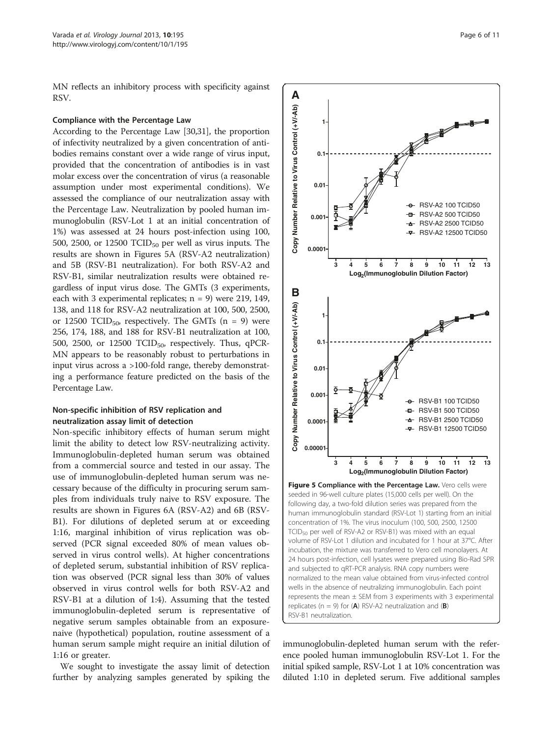MN reflects an inhibitory process with specificity against RSV.

### Compliance with the Percentage Law

According to the Percentage Law [30,31], the proportion of infectivity neutralized by a given concentration of antibodies remains constant over a wide range of virus input, provided that the concentration of antibodies is in vast molar excess over the concentration of virus (a reasonable assumption under most experimental conditions). We assessed the compliance of our neutralization assay with the Percentage Law. Neutralization by pooled human immunoglobulin (RSV-Lot 1 at an initial concentration of 1%) was assessed at 24 hours post-infection using 100, 500, 2500, or 12500 $TCID_{50}$ per well as virus inputs. The results are shown in Figures 5A (RSV-A2 neutralization) and 5B (RSV-B1 neutralization). For both RSV-A2 and RSV-B1, similar neutralization results were obtained regardless of input virus dose. The GMTs (3 experiments, each with 3 experimental replicates; n = 9) were 219, 149, 138, and 118 for RSV-A2 neutralization at 100, 500, 2500, or 12500 $TCID_{50}$, respectively. The GMTs (n = 9) were 256, 174, 188, and 188 for RSV-B1 neutralization at 100, 500, 2500, or 12500 $TCID_{50}$, respectively. Thus, qPCR-MN appears to be reasonably robust to perturbations in input virus across a >100-fold range, thereby demonstrating a performance feature predicted on the basis of the Percentage Law.

### Non-specific inhibition of RSV replication and neutralization assay limit of detection

Non-specific inhibitory effects of human serum might limit the ability to detect low RSV-neutralizing activity. Immunoglobulin-depleted human serum was obtained from a commercial source and tested in our assay. The use of immunoglobulin-depleted human serum was necessary because of the difficulty in procuring serum samples from individuals truly naive to RSV exposure. The results are shown in Figures 6A (RSV-A2) and 6B (RSV-B1). For dilutions of depleted serum at or exceeding 1:16, marginal inhibition of virus replication was observed (PCR signal exceeded 80% of mean values observed in virus control wells). At higher concentrations of depleted serum, substantial inhibition of RSV replication was observed (PCR signal less than 30% of values observed in virus control wells for both RSV-A2 and RSV-B1 at a dilution of 1:4). Assuming that the tested immunoglobulin-depleted serum is representative of negative serum samples obtainable from an exposure-naive (hypothetical) population, routine assessment of a human serum sample might require an initial dilution of 1:16 or greater.

We sought to investigate the assay limit of detection further by analyzing samples generated by spiking the immunoglobulin-depleted human serum with the reference pooled human immunoglobulin RSV-Lot 1. For the initial spiked sample, RSV-Lot 1 at 10% concentration was diluted 1:10 in depleted serum. Five additional samples

**Figure 5 Compliance with the Percentage Law.** Vero cells were seeded in 96-well culture plates (15,000 cells per well). On the following day, a two-fold dilution series was prepared from the human immunoglobulin standard (RSV-Lot 1) starting from an initial concentration of 1%. The virus inoculum (100, 500, 2500, 12500 $TCID_{50}$ per well of RSV-A2 or RSV-B1) was mixed with an equal volume of RSV-Lot 1 dilution and incubated for 1 hour at 37°C. After incubation, the mixture was transferred to Vero cell monolayers. At 24 hours post-infection, cell lysates were prepared using Bio-Rad SPR and subjected to qRT-PCR analysis. RNA copy numbers were normalized to the mean value obtained from virus-infected control wells in the absence of neutralizing immunoglobulin. Each point represents the mean ± SEM from 3 experiments with 3 experimental replicates (n = 9) for (**A**) RSV-A2 neutralization and (**B**) RSV-B1 neutralization.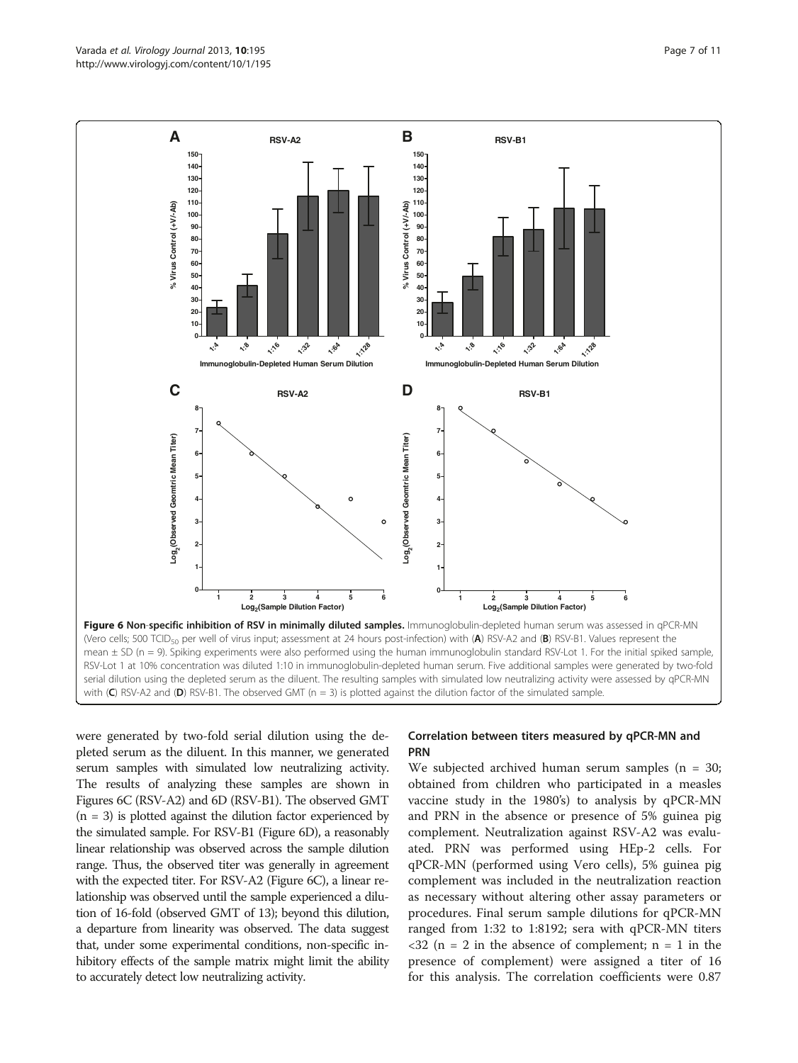**Figure 6 Non-specific inhibition of RSV in minimally diluted samples.** Immunoglobulin-depleted human serum was assessed in qPCR-MN (Vero cells; 500 $TCID_{50}$ per well of virus input; assessment at 24 hours post-infection) with (**A**) RSV-A2 and (**B**) RSV-B1. Values represent the mean ± SD (n = 9). Spiking experiments were also performed using the human immunoglobulin standard RSV-Lot 1. For the initial spiked sample, RSV-Lot 1 at 10% concentration was diluted 1:10 in immunoglobulin-depleted human serum. Five additional samples were generated by two-fold serial dilution using the depleted serum as the diluent. The resulting samples with simulated low neutralizing activity were assessed by qPCR-MN with (**C**) RSV-A2 and (**D**) RSV-B1. The observed GMT (n = 3) is plotted against the dilution factor of the simulated sample.

were generated by two-fold serial dilution using the depleted serum as the diluent. In this manner, we generated serum samples with simulated low neutralizing activity. The results of analyzing these samples are shown in Figures 6C (RSV-A2) and 6D (RSV-B1). The observed GMT (n = 3) is plotted against the dilution factor experienced by the simulated sample. For RSV-B1 (Figure 6D), a reasonably linear relationship was observed across the sample dilution range. Thus, the observed titer was generally in agreement with the expected titer. For RSV-A2 (Figure 6C), a linear relationship was observed until the sample experienced a dilution of 16-fold (observed GMT of 13); beyond this dilution, a departure from linearity was observed. The data suggest that, under some experimental conditions, non-specific inhibitory effects of the sample matrix might limit the ability to accurately detect low neutralizing activity.

### Correlation between titers measured by qPCR-MN and PRN

We subjected archived human serum samples (n = 30; obtained from children who participated in a measles vaccine study in the 1980's) to analysis by qPCR-MN and PRN in the absence or presence of 5% guinea pig complement. Neutralization against RSV-A2 was evaluated. PRN was performed using HEp-2 cells. For qPCR-MN (performed using Vero cells), 5% guinea pig complement was included in the neutralization reaction as necessary without altering other assay parameters or procedures. Final serum sample dilutions for qPCR-MN ranged from 1:32 to 1:8192; sera with qPCR-MN titers <32 (n = 2 in the absence of complement; n = 1 in the presence of complement) were assigned a titer of 16 for this analysis. The correlation coefficients were 0.87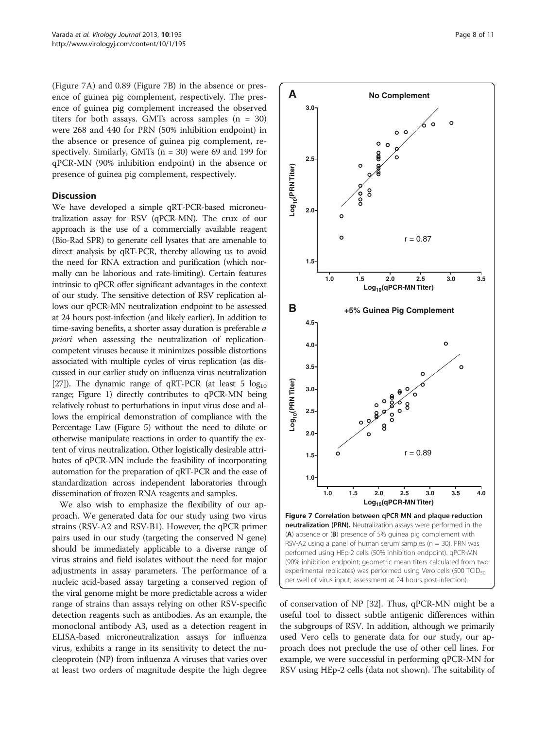(Figure 7A) and 0.89 (Figure 7B) in the absence or presence of guinea pig complement, respectively. The presence of guinea pig complement increased the observed titers for both assays. GMTs across samples (n = 30) were 268 and 440 for PRN (50% inhibition endpoint) in the absence or presence of guinea pig complement, respectively. Similarly, GMTs (n = 30) were 69 and 199 for qPCR-MN (90% inhibition endpoint) in the absence or presence of guinea pig complement, respectively.

## Discussion

We have developed a simple qRT-PCR-based microneutralization assay for RSV (qPCR-MN). The crux of our approach is the use of a commercially available reagent (Bio-Rad SPR) to generate cell lysates that are amenable to direct analysis by qRT-PCR, thereby allowing us to avoid the need for RNA extraction and purification (which normally can be laborious and rate-limiting). Certain features intrinsic to qPCR offer significant advantages in the context of our study. The sensitive detection of RSV replication allows our qPCR-MN neutralization endpoint to be assessed at 24 hours post-infection (and likely earlier). In addition to time-saving benefits, a shorter assay duration is preferable *a priori* when assessing the neutralization of replication-competent viruses because it minimizes possible distortions associated with multiple cycles of virus replication (as discussed in our earlier study on influenza virus neutralization [27]). The dynamic range of qRT-PCR (at least 5 $\log_{10}$ range; Figure 1) directly contributes to qPCR-MN being relatively robust to perturbations in input virus dose and allows the empirical demonstration of compliance with the Percentage Law (Figure 5) without the need to dilute or otherwise manipulate reactions in order to quantify the extent of virus neutralization. Other logistically desirable attributes of qPCR-MN include the feasibility of incorporating automation for the preparation of qRT-PCR and the ease of standardization across independent laboratories through dissemination of frozen RNA reagents and samples.

We also wish to emphasize the flexibility of our approach. We generated data for our study using two virus strains (RSV-A2 and RSV-B1). However, the qPCR primer pairs used in our study (targeting the conserved N gene) should be immediately applicable to a diverse range of virus strains and field isolates without the need for major adjustments in assay parameters. The performance of a nucleic acid-based assay targeting a conserved region of the viral genome might be more predictable across a wider range of strains than assays relying on other RSV-specific detection reagents such as antibodies. As an example, the monoclonal antibody A3, used as a detection reagent in ELISA-based microneutralization assays for influenza virus, exhibits a range in its sensitivity to detect the nucleoprotein (NP) from influenza A viruses that varies over at least two orders of magnitude despite the high degree of conservation of NP [32]. Thus, qPCR-MN might be a useful tool to dissect subtle antigenic differences within the subgroups of RSV. In addition, although we primarily used Vero cells to generate data for our study, our approach does not preclude the use of other cell lines. For example, we were successful in performing qPCR-MN for RSV using HEp-2 cells (data not shown). The suitability of

**Figure 7 Correlation between qPCR-MN and plaque-reduction neutralization (PRN).** Neutralization assays were performed in the (**A**) absence or (**B**) presence of 5% guinea pig complement with RSV-A2 using a panel of human serum samples (n = 30). PRN was performed using HEp-2 cells (50% inhibition endpoint). qPCR-MN (90% inhibition endpoint; geometric mean titers calculated from two experimental replicates) was performed using Vero cells (500 $TCID_{50}$ per well of virus input; assessment at 24 hours post-infection).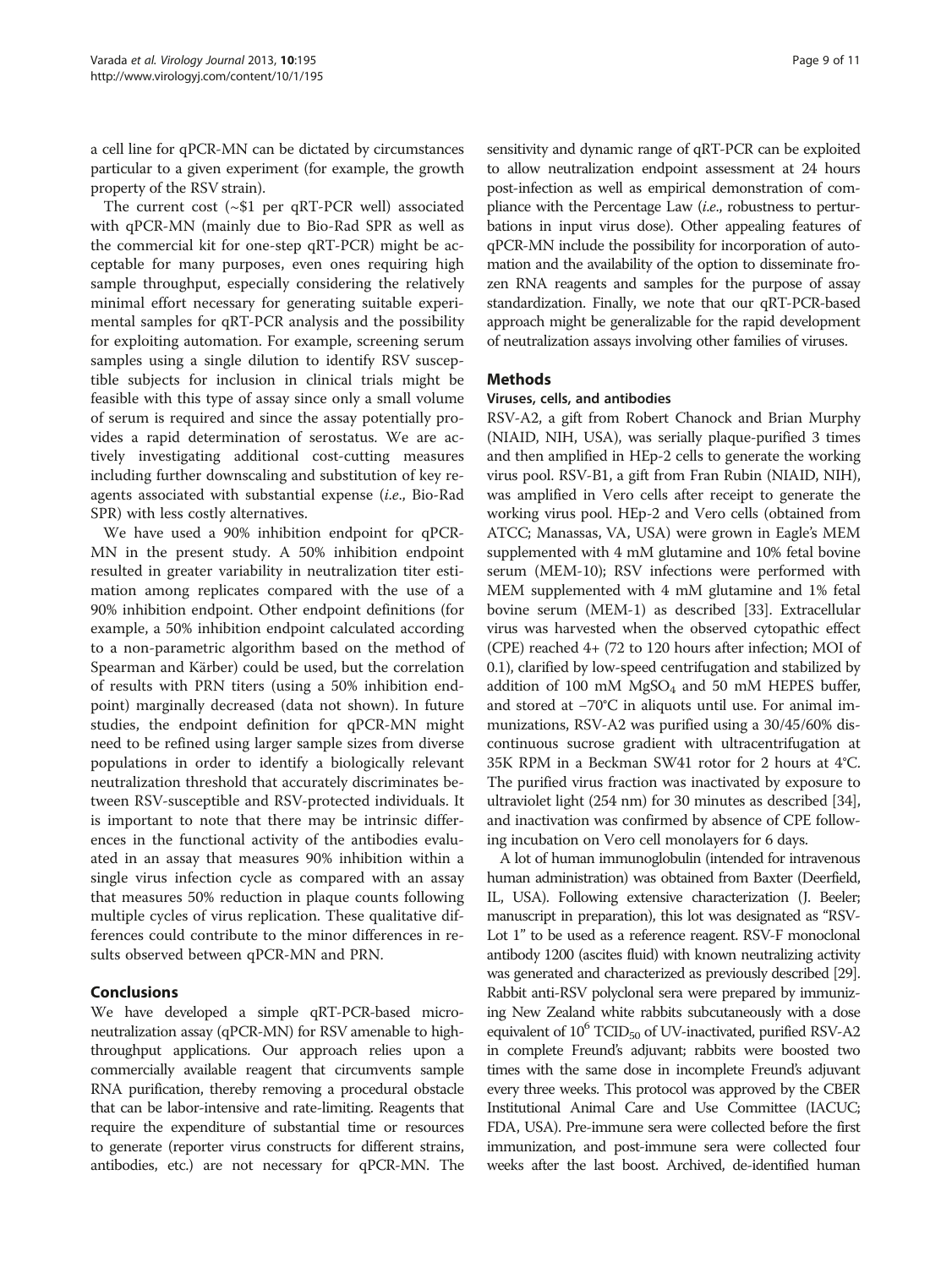a cell line for qPCR-MN can be dictated by circumstances particular to a given experiment (for example, the growth property of the RSV strain).

The current cost (~\$1 per qRT-PCR well) associated with qPCR-MN (mainly due to Bio-Rad SPR as well as the commercial kit for one-step qRT-PCR) might be acceptable for many purposes, even ones requiring high sample throughput, especially considering the relatively minimal effort necessary for generating suitable experimental samples for qRT-PCR analysis and the possibility for exploiting automation. For example, screening serum samples using a single dilution to identify RSV susceptible subjects for inclusion in clinical trials might be feasible with this type of assay since only a small volume of serum is required and since the assay potentially provides a rapid determination of serostatus. We are actively investigating additional cost-cutting measures including further downscaling and substitution of key reagents associated with substantial expense (*i.e.*, Bio-Rad SPR) with less costly alternatives.

We have used a 90% inhibition endpoint for qPCR-MN in the present study. A 50% inhibition endpoint resulted in greater variability in neutralization titer estimation among replicates compared with the use of a 90% inhibition endpoint. Other endpoint definitions (for example, a 50% inhibition endpoint calculated according to a non-parametric algorithm based on the method of Spearman and Kärber) could be used, but the correlation of results with PRN titers (using a 50% inhibition endpoint) marginally decreased (data not shown). In future studies, the endpoint definition for qPCR-MN might need to be refined using larger sample sizes from diverse populations in order to identify a biologically relevant neutralization threshold that accurately discriminates between RSV-susceptible and RSV-protected individuals. It is important to note that there may be intrinsic differences in the functional activity of the antibodies evaluated in an assay that measures 90% inhibition within a single virus infection cycle as compared with an assay that measures 50% reduction in plaque counts following multiple cycles of virus replication. These qualitative differences could contribute to the minor differences in results observed between qPCR-MN and PRN.

## Conclusions

We have developed a simple qRT-PCR-based microneutralization assay (qPCR-MN) for RSV amenable to high-throughput applications. Our approach relies upon a commercially available reagent that circumvents sample RNA purification, thereby removing a procedural obstacle that can be labor-intensive and rate-limiting. Reagents that require the expenditure of substantial time or resources to generate (reporter virus constructs for different strains, antibodies, etc.) are not necessary for qPCR-MN. The sensitivity and dynamic range of qRT-PCR can be exploited to allow neutralization endpoint assessment at 24 hours post-infection as well as empirical demonstration of compliance with the Percentage Law (*i.e.*, robustness to perturbations in input virus dose). Other appealing features of qPCR-MN include the possibility for incorporation of automation and the availability of the option to disseminate frozen RNA reagents and samples for the purpose of assay standardization. Finally, we note that our qRT-PCR-based approach might be generalizable for the rapid development of neutralization assays involving other families of viruses.

## Methods

### Viruses, cells, and antibodies

RSV-A2, a gift from Robert Chanock and Brian Murphy (NIAID, NIH, USA), was serially plaque-purified 3 times and then amplified in HEp-2 cells to generate the working virus pool. RSV-B1, a gift from Fran Rubin (NIAID, NIH), was amplified in Vero cells after receipt to generate the working virus pool. HEp-2 and Vero cells (obtained from ATCC; Manassas, VA, USA) were grown in Eagle's MEM supplemented with 4 mM glutamine and 10% fetal bovine serum (MEM-10); RSV infections were performed with MEM supplemented with 4 mM glutamine and 1% fetal bovine serum (MEM-1) as described [33]. Extracellular virus was harvested when the observed cytopathic effect (CPE) reached 4+ (72 to 120 hours after infection; MOI of 0.1), clarified by low-speed centrifugation and stabilized by addition of 100 mM $MgSO_4$ and 50 mM HEPES buffer, and stored at −70°C in aliquots until use. For animal immunizations, RSV-A2 was purified using a 30/45/60% discontinuous sucrose gradient with ultracentrifugation at 35K RPM in a Beckman SW41 rotor for 2 hours at 4°C. The purified virus fraction was inactivated by exposure to ultraviolet light (254 nm) for 30 minutes as described [34], and inactivation was confirmed by absence of CPE following incubation on Vero cell monolayers for 6 days.

A lot of human immunoglobulin (intended for intravenous human administration) was obtained from Baxter (Deerfield, IL, USA). Following extensive characterization (J. Beeler; manuscript in preparation), this lot was designated as "RSV-Lot 1" to be used as a reference reagent. RSV-F monoclonal antibody 1200 (ascites fluid) with known neutralizing activity was generated and characterized as previously described [29]. Rabbit anti-RSV polyclonal sera were prepared by immunizing New Zealand white rabbits subcutaneously with a dose equivalent of $10^6$ $TCID_{50}$ of UV-inactivated, purified RSV-A2 in complete Freund's adjuvant; rabbits were boosted two times with the same dose in incomplete Freund's adjuvant every three weeks. This protocol was approved by the CBER Institutional Animal Care and Use Committee (IACUC; FDA, USA). Pre-immune sera were collected before the first immunization, and post-immune sera were collected four weeks after the last boost. Archived, de-identified human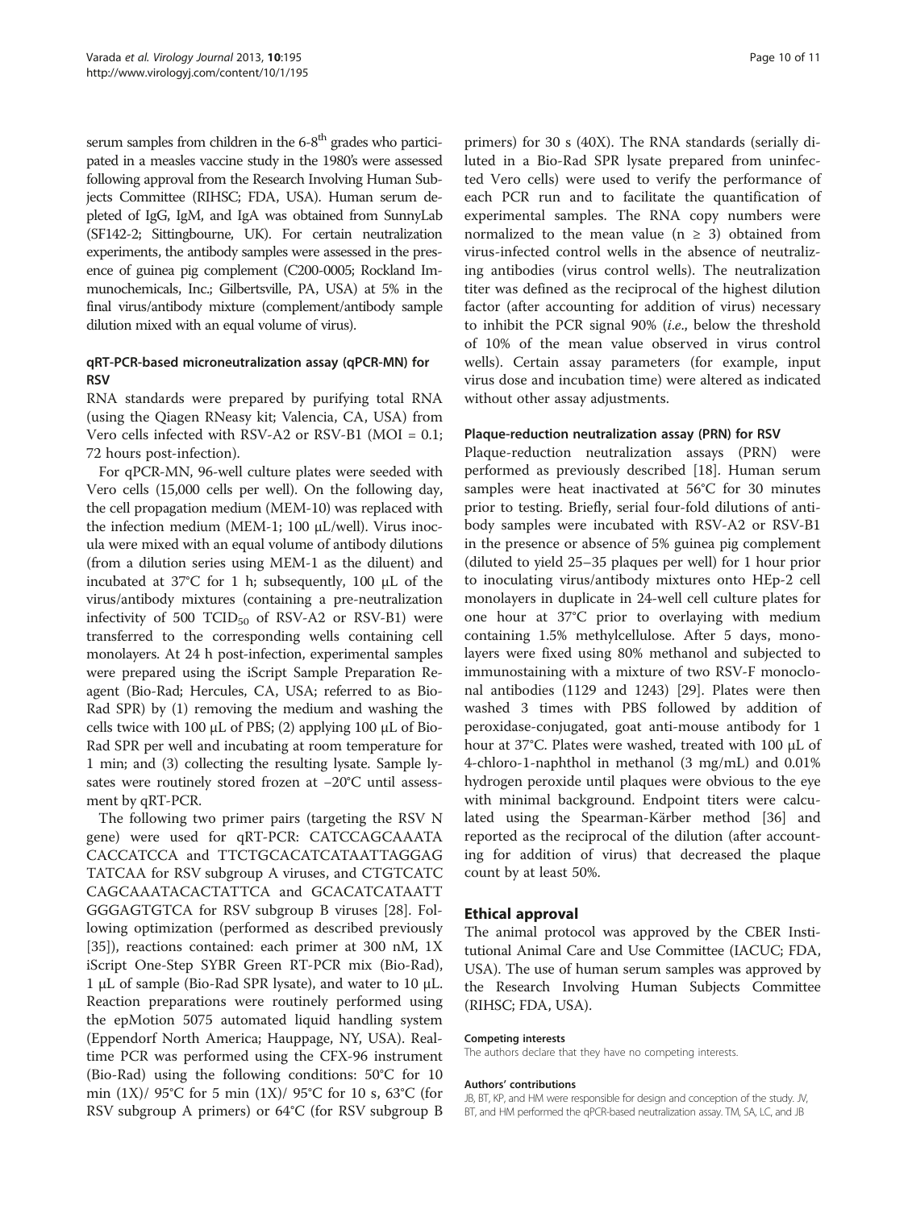serum samples from children in the 6-8th grades who participated in a measles vaccine study in the 1980's were assessed following approval from the Research Involving Human Subjects Committee (RIHSC; FDA, USA). Human serum depleted of IgG, IgM, and IgA was obtained from SunnyLab (SF142-2; Sittingbourne, UK). For certain neutralization experiments, the antibody samples were assessed in the presence of guinea pig complement (C200-0005; Rockland Immunochemicals, Inc.; Gilbertsville, PA, USA) at 5% in the final virus/antibody mixture (complement/antibody sample dilution mixed with an equal volume of virus).

### qRT-PCR-based microneutralization assay (qPCR-MN) for RSV

RNA standards were prepared by purifying total RNA (using the Qiagen RNeasy kit; Valencia, CA, USA) from Vero cells infected with RSV-A2 or RSV-B1 (MOI = 0.1; 72 hours post-infection).

For qPCR-MN, 96-well culture plates were seeded with Vero cells (15,000 cells per well). On the following day, the cell propagation medium (MEM-10) was replaced with the infection medium (MEM-1; 100 μL/well). Virus inocula were mixed with an equal volume of antibody dilutions (from a dilution series using MEM-1 as the diluent) and incubated at 37°C for 1 h; subsequently, 100 μL of the virus/antibody mixtures (containing a pre-neutralization infectivity of 500 $TCID_{50}$ of RSV-A2 or RSV-B1) were transferred to the corresponding wells containing cell monolayers. At 24 h post-infection, experimental samples were prepared using the iScript Sample Preparation Reagent (Bio-Rad; Hercules, CA, USA; referred to as Bio-Rad SPR) by (1) removing the medium and washing the cells twice with 100 μL of PBS; (2) applying 100 μL of Bio-Rad SPR per well and incubating at room temperature for 1 min; and (3) collecting the resulting lysate. Sample lysates were routinely stored frozen at −20°C until assessment by qRT-PCR.

The following two primer pairs (targeting the RSV N gene) were used for qRT-PCR: CATCCAGCAAATACACCATCCA and TTCTGCACATCATAATTAGGAGTATCAA for RSV subgroup A viruses, and CTGTCATCCAGCAAATACACTATTCA and GCACATCATAATTGGGAGTGTCA for RSV subgroup B viruses [28]. Following optimization (performed as described previously [35]), reactions contained: each primer at 300 nM, 1X iScript One-Step SYBR Green RT-PCR mix (Bio-Rad), 1 μL of sample (Bio-Rad SPR lysate), and water to 10 μL. Reaction preparations were routinely performed using the epMotion 5075 automated liquid handling system (Eppendorf North America; Hauppage, NY, USA). Real-time PCR was performed using the CFX-96 instrument (Bio-Rad) using the following conditions: 50°C for 10 min (1X)/ 95°C for 5 min (1X)/ 95°C for 10 s, 63°C (for RSV subgroup A primers) or 64°C (for RSV subgroup B primers) for 30 s (40X). The RNA standards (serially diluted in a Bio-Rad SPR lysate prepared from uninfected Vero cells) were used to verify the performance of each PCR run and to facilitate the quantification of experimental samples. The RNA copy numbers were normalized to the mean value ($n \geq 3$) obtained from virus-infected control wells in the absence of neutralizing antibodies (virus control wells). The neutralization titer was defined as the reciprocal of the highest dilution factor (after accounting for addition of virus) necessary to inhibit the PCR signal 90% (*i.e.*, below the threshold of 10% of the mean value observed in virus control wells). Certain assay parameters (for example, input virus dose and incubation time) were altered as indicated without other assay adjustments.

### Plaque-reduction neutralization assay (PRN) for RSV

Plaque-reduction neutralization assays (PRN) were performed as previously described [18]. Human serum samples were heat inactivated at 56°C for 30 minutes prior to testing. Briefly, serial four-fold dilutions of antibody samples were incubated with RSV-A2 or RSV-B1 in the presence or absence of 5% guinea pig complement (diluted to yield 25−35 plaques per well) for 1 hour prior to inoculating virus/antibody mixtures onto HEp-2 cell monolayers in duplicate in 24-well cell culture plates for one hour at 37°C prior to overlaying with medium containing 1.5% methylcellulose. After 5 days, monolayers were fixed using 80% methanol and subjected to immunostaining with a mixture of two RSV-F monoclonal antibodies (1129 and 1243) [29]. Plates were then washed 3 times with PBS followed by addition of peroxidase-conjugated, goat anti-mouse antibody for 1 hour at 37°C. Plates were washed, treated with 100 μL of 4-chloro-1-naphthol in methanol (3 mg/mL) and 0.01% hydrogen peroxide until plaques were obvious to the eye with minimal background. Endpoint titers were calculated using the Spearman-Kärber method [36] and reported as the reciprocal of the dilution (after accounting for addition of virus) that decreased the plaque count by at least 50%.

## Ethical approval

The animal protocol was approved by the CBER Institutional Animal Care and Use Committee (IACUC; FDA, USA). The use of human serum samples was approved by the Research Involving Human Subjects Committee (RIHSC; FDA, USA).

#### Competing interests

The authors declare that they have no competing interests.

#### Authors' contributions

JB, BT, KP, and HM were responsible for design and conception of the study. JV, BT, and HM performed the qPCR-based neutralization assay. TM, SA, LC, and JB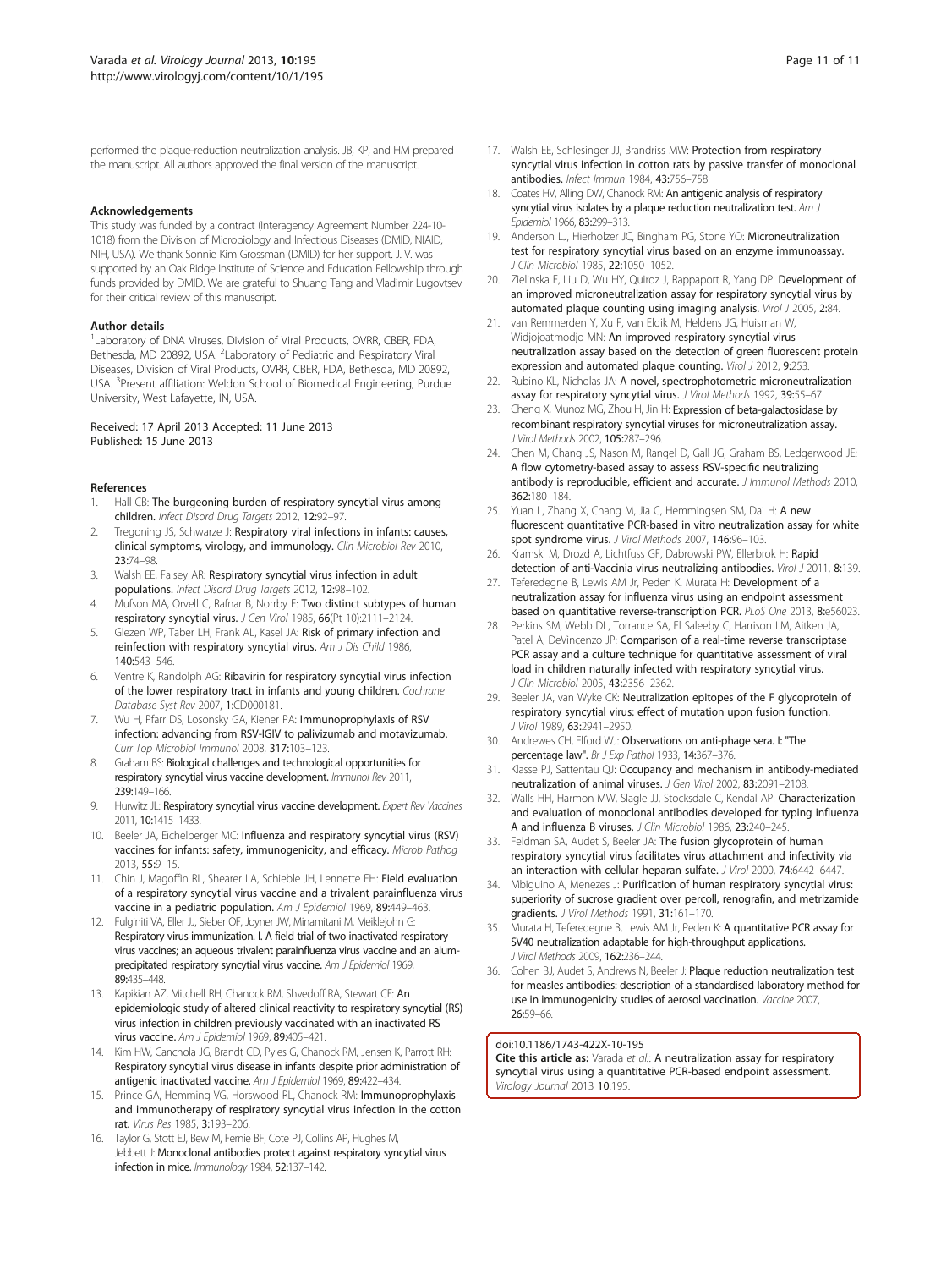performed the plaque-reduction neutralization analysis. JB, KP, and HM prepared the manuscript. All authors approved the final version of the manuscript.

#### Acknowledgements

This study was funded by a contract (Interagency Agreement Number 224-10-1018) from the Division of Microbiology and Infectious Diseases (DMID, NIAID, NIH, USA). We thank Sonnie Kim Grossman (DMID) for her support. J. V. was supported by an Oak Ridge Institute of Science and Education Fellowship through funds provided by DMID. We are grateful to Shuang Tang and Vladimir Lugovtsev for their critical review of this manuscript.

#### Author details

[1]Laboratory of DNA Viruses, Division of Viral Products, OVRR, CBER, FDA, Bethesda, MD 20892, USA. [2]Laboratory of Pediatric and Respiratory Viral Diseases, Division of Viral Products, OVRR, CBER, FDA, Bethesda, MD 20892, USA. [3]Present affiliation: Weldon School of Biomedical Engineering, Purdue University, West Lafayette, IN, USA.

Received: 17 April 2013 Accepted: 11 June 2013
Published: 15 June 2013

#### References

1. Hall CB: **The burgeoning burden of respiratory syncytial virus among children.** *Infect Disord Drug Targets* 2012, **12:**92–97.
2. Tregoning JS, Schwarze J: **Respiratory viral infections in infants: causes, clinical symptoms, virology, and immunology.** *Clin Microbiol Rev* 2010, **23:**74–98.
3. Walsh EE, Falsey AR: **Respiratory syncytial virus infection in adult populations.** *Infect Disord Drug Targets* 2012, **12:**98–102.
4. Mufson MA, Orvell C, Rafnar B, Norrby E: **Two distinct subtypes of human respiratory syncytial virus.** *J Gen Virol* 1985, **66**(Pt 10):2111–2124.
5. Glezen WP, Taber LH, Frank AL, Kasel JA: **Risk of primary infection and reinfection with respiratory syncytial virus.** *Am J Dis Child* 1986, **140:**543–546.
6. Ventre K, Randolph AG: **Ribavirin for respiratory syncytial virus infection of the lower respiratory tract in infants and young children.** *Cochrane Database Syst Rev* 2007, **1:**CD000181.
7. Wu H, Pfarr DS, Losonsky GA, Kiener PA: **Immunoprophylaxis of RSV infection: advancing from RSV-IGIV to palivizumab and motavizumab.** *Curr Top Microbiol Immunol* 2008, **317:**103–123.
8. Graham BS: **Biological challenges and technological opportunities for respiratory syncytial virus vaccine development.** *Immunol Rev* 2011, **239:**149–166.
9. Hurwitz JL: **Respiratory syncytial virus vaccine development.** *Expert Rev Vaccines* 2011, **10:**1415–1433.
10. Beeler JA, Eichelberger MC: **Influenza and respiratory syncytial virus (RSV) vaccines for infants: safety, immunogenicity, and efficacy.** *Microb Pathog* 2013, **55:**9–15.
11. Chin J, Magoffin RL, Shearer LA, Schieble JH, Lennette EH: **Field evaluation of a respiratory syncytial virus vaccine and a trivalent parainfluenza virus vaccine in a pediatric population.** *Am J Epidemiol* 1969, **89:**449–463.
12. Fulginiti VA, Eller JJ, Sieber OF, Joyner JW, Minamitani M, Meiklejohn G: **Respiratory virus immunization. I. A field trial of two inactivated respiratory virus vaccines; an aqueous trivalent parainfluenza virus vaccine and an alum-precipitated respiratory syncytial virus vaccine.** *Am J Epidemiol* 1969, **89:**435–448.
13. Kapikian AZ, Mitchell RH, Chanock RM, Shvedoff RA, Stewart CE: **An epidemiologic study of altered clinical reactivity to respiratory syncytial (RS) virus infection in children previously vaccinated with an inactivated RS virus vaccine.** *Am J Epidemiol* 1969, **89:**405–421.
14. Kim HW, Canchola JG, Brandt CD, Pyles G, Chanock RM, Jensen K, Parrott RH: **Respiratory syncytial virus disease in infants despite prior administration of antigenic inactivated vaccine.** *Am J Epidemiol* 1969, **89:**422–434.
15. Prince GA, Hemming VG, Horswood RL, Chanock RM: **Immunoprophylaxis and immunotherapy of respiratory syncytial virus infection in the cotton rat.** *Virus Res* 1985, **3:**193–206.
16. Taylor G, Stott EJ, Bew M, Fernie BF, Cote PJ, Collins AP, Hughes M, Jebbett J: **Monoclonal antibodies protect against respiratory syncytial virus infection in mice.** *Immunology* 1984, **52:**137–142.
17. Walsh EE, Schlesinger JJ, Brandriss MW: **Protection from respiratory syncytial virus infection in cotton rats by passive transfer of monoclonal antibodies.** *Infect Immun* 1984, **43:**756–758.
18. Coates HV, Alling DW, Chanock RM: **An antigenic analysis of respiratory syncytial virus isolates by a plaque reduction neutralization test.** *Am J Epidemiol* 1966, **83:**299–313.
19. Anderson LJ, Hierholzer JC, Bingham PG, Stone YO: **Microneutralization test for respiratory syncytial virus based on an enzyme immunoassay.** *J Clin Microbiol* 1985, **22:**1050–1052.
20. Zielinska E, Liu D, Wu HY, Quiroz J, Rappaport R, Yang DP: **Development of an improved microneutralization assay for respiratory syncytial virus by automated plaque counting using imaging analysis.** *Virol J* 2005, **2:**84.
21. van Remmerden Y, Xu F, van Eldik M, Heldens JG, Huisman W, Widjojoatmodjo MN: **An improved respiratory syncytial virus neutralization assay based on the detection of green fluorescent protein expression and automated plaque counting.** *Virol J* 2012, **9:**253.
22. Rubino KL, Nicholas JA: **A novel, spectrophotometric microneutralization assay for respiratory syncytial virus.** *J Virol Methods* 1992, **39:**55–67.
23. Cheng X, Munoz MG, Zhou H, Jin H: **Expression of beta-galactosidase by recombinant respiratory syncytial viruses for microneutralization assay.** *J Virol Methods* 2002, **105:**287–296.
24. Chen M, Chang JS, Nason M, Rangel D, Gall JG, Graham BS, Ledgerwood JE: **A flow cytometry-based assay to assess RSV-specific neutralizing antibody is reproducible, efficient and accurate.** *J Immunol Methods* 2010, **362:**180–184.
25. Yuan L, Zhang X, Chang M, Jia C, Hemmingsen SM, Dai H: **A new fluorescent quantitative PCR-based in vitro neutralization assay for white spot syndrome virus.** *J Virol Methods* 2007, **146:**96–103.
26. Kramski M, Drozd A, Lichtfuss GF, Dabrowski PW, Ellerbrok H: **Rapid detection of anti-Vaccinia virus neutralizing antibodies.** *Virol J* 2011, **8:**139.
27. Teferedegne B, Lewis AM Jr, Peden K, Murata H: **Development of a neutralization assay for influenza virus using an endpoint assessment based on quantitative reverse-transcription PCR.** *PLoS One* 2013, **8:**e56023.
28. Perkins SM, Webb DL, Torrance SA, El Saleeby C, Harrison LM, Aitken JA, Patel A, DeVincenzo JP: **Comparison of a real-time reverse transcriptase PCR assay and a culture technique for quantitative assessment of viral load in children naturally infected with respiratory syncytial virus.** *J Clin Microbiol* 2005, **43:**2356–2362.
29. Beeler JA, van Wyke CK: **Neutralization epitopes of the F glycoprotein of respiratory syncytial virus: effect of mutation upon fusion function.** *J Virol* 1989, **63:**2941–2950.
30. Andrewes CH, Elford WJ: **Observations on anti-phage sera. I: "The percentage law".** *Br J Exp Pathol* 1933, **14:**367–376.
31. Klasse PJ, Sattentau QJ: **Occupancy and mechanism in antibody-mediated neutralization of animal viruses.** *J Gen Virol* 2002, **83:**2091–2108.
32. Walls HH, Harmon MW, Slagle JJ, Stocksdale C, Kendal AP: **Characterization and evaluation of monoclonal antibodies developed for typing influenza A and influenza B viruses.** *J Clin Microbiol* 1986, **23:**240–245.
33. Feldman SA, Audet S, Beeler JA: **The fusion glycoprotein of human respiratory syncytial virus facilitates virus attachment and infectivity via an interaction with cellular heparan sulfate.** *J Virol* 2000, **74:**6442–6447.
34. Mbiguino A, Menezes J: **Purification of human respiratory syncytial virus: superiority of sucrose gradient over percoll, renografin, and metrizamide gradients.** *J Virol Methods* 1991, **31:**161–170.
35. Murata H, Teferedegne B, Lewis AM Jr, Peden K: **A quantitative PCR assay for SV40 neutralization adaptable for high-throughput applications.** *J Virol Methods* 2009, **162:**236–244.
36. Cohen BJ, Audet S, Andrews N, Beeler J: **Plaque reduction neutralization test for measles antibodies: description of a standardised laboratory method for use in immunogenicity studies of aerosol vaccination.** *Vaccine* 2007, **26:**59–66.

doi:10.1186/1743-422X-10-195
**Cite this article as:** Varada *et al.*: A neutralization assay for respiratory syncytial virus using a quantitative PCR-based endpoint assessment. *Virology Journal* 2013 **10**:195.